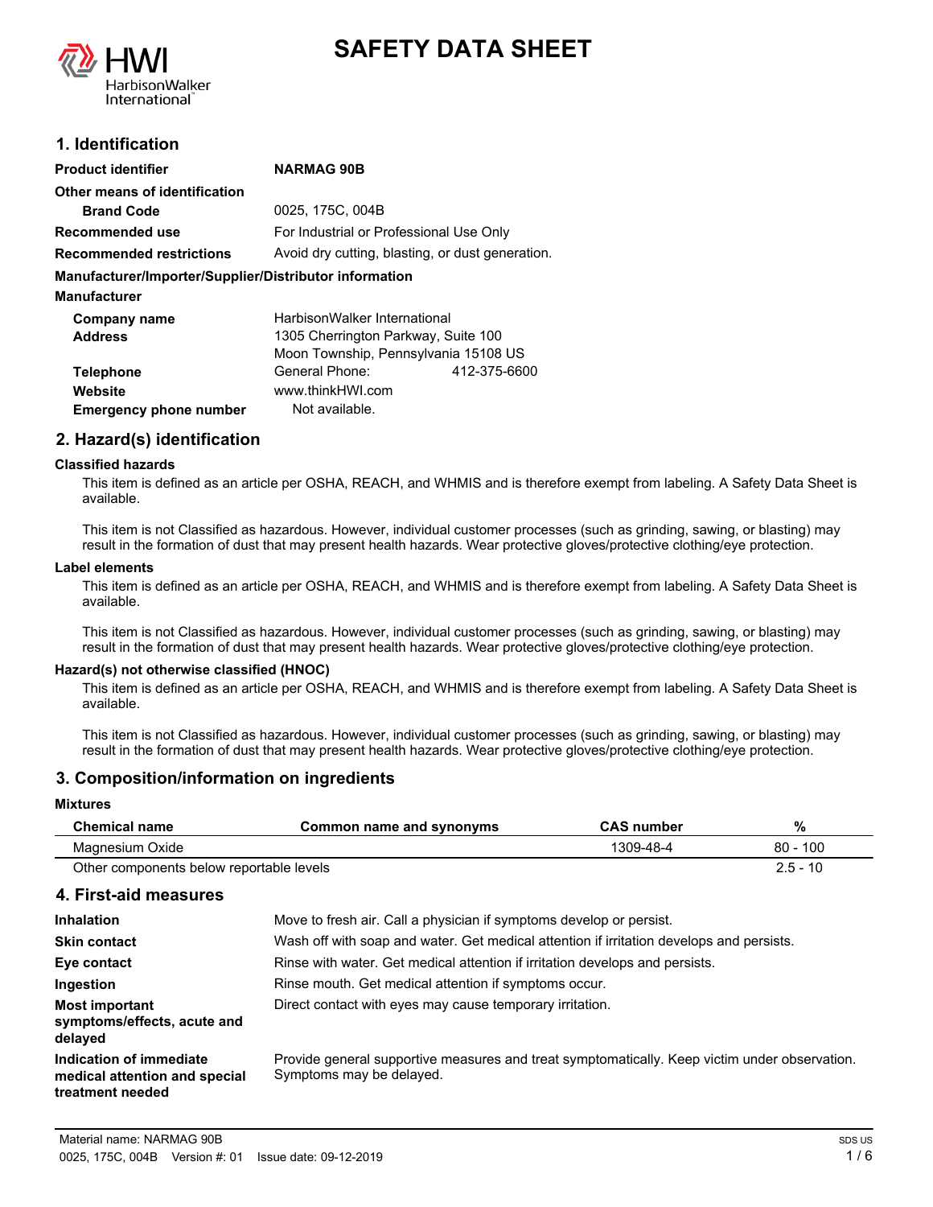# SAFETY DATA SHEET

## 1. Identification

| | |
|---|---|
| **Product identifier** | **NARMAG 90B** |
| **Other means of identification** | |
| **Brand Code** | 0025, 175C, 004B |
| **Recommended use** | For Industrial or Professional Use Only |
| **Recommended restrictions** | Avoid dry cutting, blasting, or dust generation. |

**Manufacturer/Importer/Supplier/Distributor information**

**Manufacturer**

| | |
|---|---|
| **Company name** | HarbisonWalker International |
| **Address** | 1305 Cherrington Parkway, Suite 100<br>Moon Township, Pennsylvania 15108 US |
| **Telephone** | General Phone: 412-375-6600 |
| **Website** | www.thinkHWI.com |
| **Emergency phone number** | Not available. |

## 2. Hazard(s) identification

**Classified hazards**

This item is defined as an article per OSHA, REACH, and WHMIS and is therefore exempt from labeling. A Safety Data Sheet is available.

This item is not Classified as hazardous. However, individual customer processes (such as grinding, sawing, or blasting) may result in the formation of dust that may present health hazards. Wear protective gloves/protective clothing/eye protection.

**Label elements**

This item is defined as an article per OSHA, REACH, and WHMIS and is therefore exempt from labeling. A Safety Data Sheet is available.

This item is not Classified as hazardous. However, individual customer processes (such as grinding, sawing, or blasting) may result in the formation of dust that may present health hazards. Wear protective gloves/protective clothing/eye protection.

**Hazard(s) not otherwise classified (HNOC)**

This item is defined as an article per OSHA, REACH, and WHMIS and is therefore exempt from labeling. A Safety Data Sheet is available.

This item is not Classified as hazardous. However, individual customer processes (such as grinding, sawing, or blasting) may result in the formation of dust that may present health hazards. Wear protective gloves/protective clothing/eye protection.

## 3. Composition/information on ingredients

**Mixtures**

| Chemical name | Common name and synonyms | CAS number | % |
|---|---|---|---|
| Magnesium Oxide | | 1309-48-4 | 80 - 100 |
| Other components below reportable levels | | | 2.5 - 10 |

## 4. First-aid measures

| | |
|---|---|
| **Inhalation** | Move to fresh air. Call a physician if symptoms develop or persist. |
| **Skin contact** | Wash off with soap and water. Get medical attention if irritation develops and persists. |
| **Eye contact** | Rinse with water. Get medical attention if irritation develops and persists. |
| **Ingestion** | Rinse mouth. Get medical attention if symptoms occur. |
| **Most important symptoms/effects, acute and delayed** | Direct contact with eyes may cause temporary irritation. |
| **Indication of immediate medical attention and special treatment needed** | Provide general supportive measures and treat symptomatically. Keep victim under observation. Symptoms may be delayed. |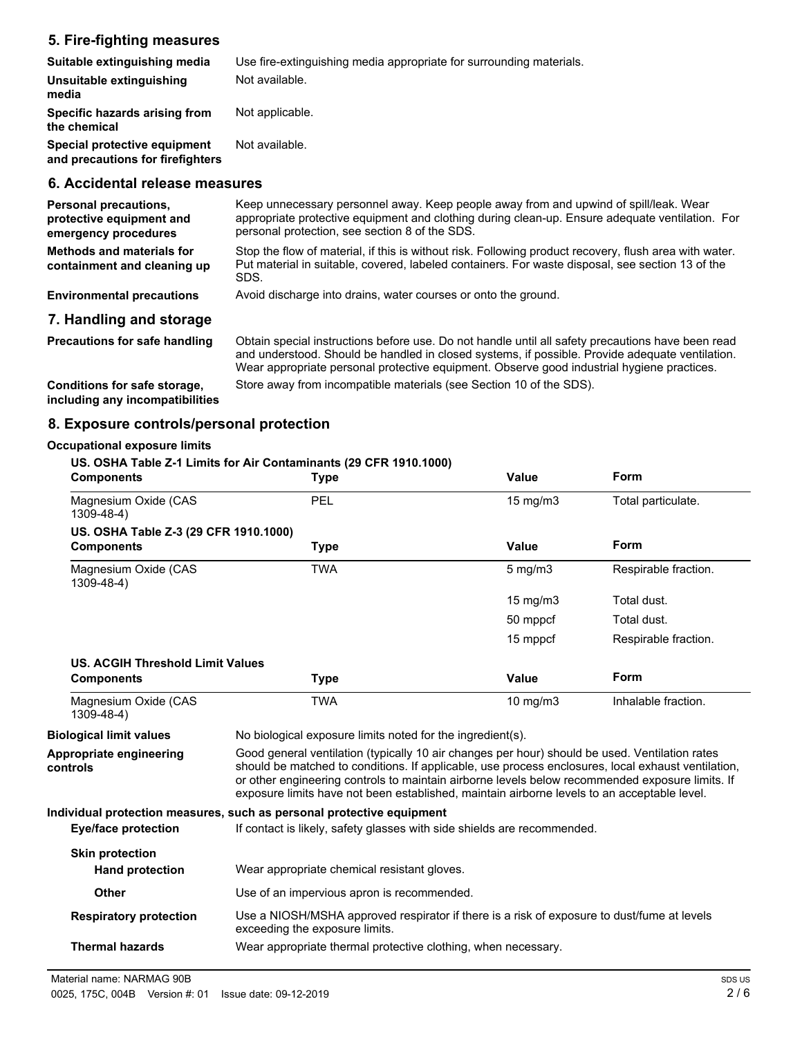## 5. Fire-fighting measures

| | |
|---|---|
| **Suitable extinguishing media** | Use fire-extinguishing media appropriate for surrounding materials. |
| **Unsuitable extinguishing media** | Not available. |
| **Specific hazards arising from the chemical** | Not applicable. |
| **Special protective equipment and precautions for firefighters** | Not available. |

## 6. Accidental release measures

| | |
|---|---|
| **Personal precautions, protective equipment and emergency procedures** | Keep unnecessary personnel away. Keep people away from and upwind of spill/leak. Wear appropriate protective equipment and clothing during clean-up. Ensure adequate ventilation. For personal protection, see section 8 of the SDS. |
| **Methods and materials for containment and cleaning up** | Stop the flow of material, if this is without risk. Following product recovery, flush area with water. Put material in suitable, covered, labeled containers. For waste disposal, see section 13 of the SDS. |
| **Environmental precautions** | Avoid discharge into drains, water courses or onto the ground. |

## 7. Handling and storage

| | |
|---|---|
| **Precautions for safe handling** | Obtain special instructions before use. Do not handle until all safety precautions have been read and understood. Should be handled in closed systems, if possible. Provide adequate ventilation. Wear appropriate personal protective equipment. Observe good industrial hygiene practices. |
| **Conditions for safe storage, including any incompatibilities** | Store away from incompatible materials (see Section 10 of the SDS). |

## 8. Exposure controls/personal protection

**Occupational exposure limits**

**US. OSHA Table Z-1 Limits for Air Contaminants (29 CFR 1910.1000)**

| Components | Type | Value | Form |
|---|---|---|---|
| Magnesium Oxide (CAS 1309-48-4) | PEL | 15 mg/m3 | Total particulate. |

**US. OSHA Table Z-3 (29 CFR 1910.1000)**

| Components | Type | Value | Form |
|---|---|---|---|
| Magnesium Oxide (CAS 1309-48-4) | TWA | 5 mg/m3 | Respirable fraction. |
| | | 15 mg/m3 | Total dust. |
| | | 50 mppcf | Total dust. |
| | | 15 mppcf | Respirable fraction. |

**US. ACGIH Threshold Limit Values**

| Components | Type | Value | Form |
|---|---|---|---|
| Magnesium Oxide (CAS 1309-48-4) | TWA | 10 mg/m3 | Inhalable fraction. |

| | |
|---|---|
| **Biological limit values** | No biological exposure limits noted for the ingredient(s). |
| **Appropriate engineering controls** | Good general ventilation (typically 10 air changes per hour) should be used. Ventilation rates should be matched to conditions. If applicable, use process enclosures, local exhaust ventilation, or other engineering controls to maintain airborne levels below recommended exposure limits. If exposure limits have not been established, maintain airborne levels to an acceptable level. |

**Individual protection measures, such as personal protective equipment**

| | |
|---|---|
| **Eye/face protection** | If contact is likely, safety glasses with side shields are recommended. |
| **Skin protection** | |
| **Hand protection** | Wear appropriate chemical resistant gloves. |
| **Other** | Use of an impervious apron is recommended. |
| **Respiratory protection** | Use a NIOSH/MSHA approved respirator if there is a risk of exposure to dust/fume at levels exceeding the exposure limits. |
| **Thermal hazards** | Wear appropriate thermal protective clothing, when necessary. |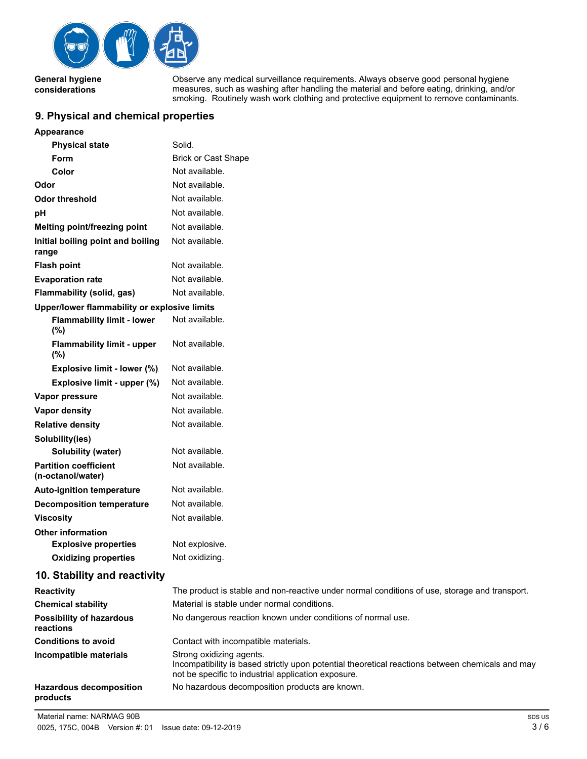| | |
|---|---|
| **General hygiene considerations** | Observe any medical surveillance requirements. Always observe good personal hygiene measures, such as washing after handling the material and before eating, drinking, and/or smoking. Routinely wash work clothing and protective equipment to remove contaminants. |

## 9. Physical and chemical properties

| | |
|---|---|
| **Appearance** | |
| **Physical state** | Solid. |
| **Form** | Brick or Cast Shape |
| **Color** | Not available. |
| **Odor** | Not available. |
| **Odor threshold** | Not available. |
| **pH** | Not available. |
| **Melting point/freezing point** | Not available. |
| **Initial boiling point and boiling range** | Not available. |
| **Flash point** | Not available. |
| **Evaporation rate** | Not available. |
| **Flammability (solid, gas)** | Not available. |
| **Upper/lower flammability or explosive limits** | |
| **Flammability limit - lower (%)** | Not available. |
| **Flammability limit - upper (%)** | Not available. |
| **Explosive limit - lower (%)** | Not available. |
| **Explosive limit - upper (%)** | Not available. |
| **Vapor pressure** | Not available. |
| **Vapor density** | Not available. |
| **Relative density** | Not available. |
| **Solubility(ies)** | |
| **Solubility (water)** | Not available. |
| **Partition coefficient (n-octanol/water)** | Not available. |
| **Auto-ignition temperature** | Not available. |
| **Decomposition temperature** | Not available. |
| **Viscosity** | Not available. |
| **Other information** | |
| **Explosive properties** | Not explosive. |
| **Oxidizing properties** | Not oxidizing. |

## 10. Stability and reactivity

| | |
|---|---|
| **Reactivity** | The product is stable and non-reactive under normal conditions of use, storage and transport. |
| **Chemical stability** | Material is stable under normal conditions. |
| **Possibility of hazardous reactions** | No dangerous reaction known under conditions of normal use. |
| **Conditions to avoid** | Contact with incompatible materials. |
| **Incompatible materials** | Strong oxidizing agents. Incompatibility is based strictly upon potential theoretical reactions between chemicals and may not be specific to industrial application exposure. |
| **Hazardous decomposition products** | No hazardous decomposition products are known. |

Material name: NARMAG 90B
0025, 175C, 004B Version #: 01 Issue date: 09-12-2019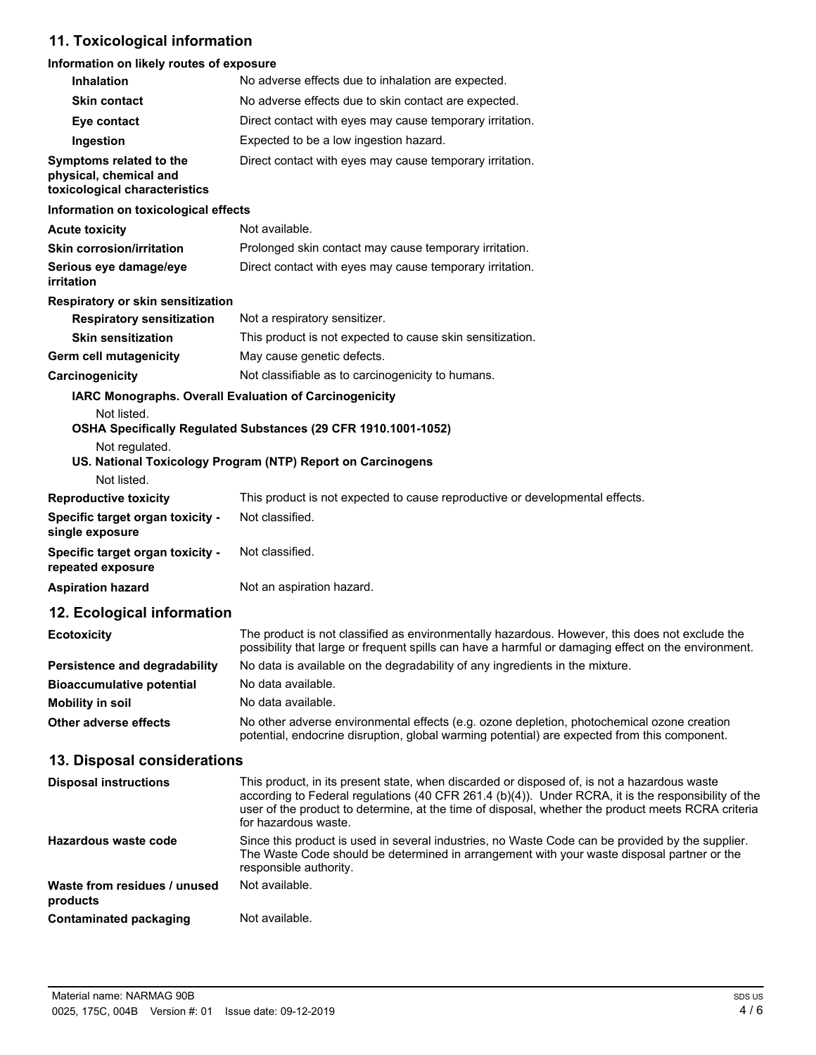## 11. Toxicological information

### Information on likely routes of exposure

| | |
|---|---|
| **Inhalation** | No adverse effects due to inhalation are expected. |
| **Skin contact** | No adverse effects due to skin contact are expected. |
| **Eye contact** | Direct contact with eyes may cause temporary irritation. |
| **Ingestion** | Expected to be a low ingestion hazard. |
| **Symptoms related to the physical, chemical and toxicological characteristics** | Direct contact with eyes may cause temporary irritation. |

### Information on toxicological effects

| | |
|---|---|
| **Acute toxicity** | Not available. |
| **Skin corrosion/irritation** | Prolonged skin contact may cause temporary irritation. |
| **Serious eye damage/eye irritation** | Direct contact with eyes may cause temporary irritation. |

**Respiratory or skin sensitization**

| | |
|---|---|
| **Respiratory sensitization** | Not a respiratory sensitizer. |
| **Skin sensitization** | This product is not expected to cause skin sensitization. |
| **Germ cell mutagenicity** | May cause genetic defects. |
| **Carcinogenicity** | Not classifiable as to carcinogenicity to humans. |

**IARC Monographs. Overall Evaluation of Carcinogenicity**

Not listed.

**OSHA Specifically Regulated Substances (29 CFR 1910.1001-1052)**

Not regulated.

**US. National Toxicology Program (NTP) Report on Carcinogens**

Not listed.

| | |
|---|---|
| **Reproductive toxicity** | This product is not expected to cause reproductive or developmental effects. |
| **Specific target organ toxicity - single exposure** | Not classified. |
| **Specific target organ toxicity - repeated exposure** | Not classified. |
| **Aspiration hazard** | Not an aspiration hazard. |

## 12. Ecological information

| | |
|---|---|
| **Ecotoxicity** | The product is not classified as environmentally hazardous. However, this does not exclude the possibility that large or frequent spills can have a harmful or damaging effect on the environment. |
| **Persistence and degradability** | No data is available on the degradability of any ingredients in the mixture. |
| **Bioaccumulative potential** | No data available. |
| **Mobility in soil** | No data available. |
| **Other adverse effects** | No other adverse environmental effects (e.g. ozone depletion, photochemical ozone creation potential, endocrine disruption, global warming potential) are expected from this component. |

## 13. Disposal considerations

| | |
|---|---|
| **Disposal instructions** | This product, in its present state, when discarded or disposed of, is not a hazardous waste according to Federal regulations (40 CFR 261.4 (b)(4)). Under RCRA, it is the responsibility of the user of the product to determine, at the time of disposal, whether the product meets RCRA criteria for hazardous waste. |
| **Hazardous waste code** | Since this product is used in several industries, no Waste Code can be provided by the supplier. The Waste Code should be determined in arrangement with your waste disposal partner or the responsible authority. |
| **Waste from residues / unused products** | Not available. |
| **Contaminated packaging** | Not available. |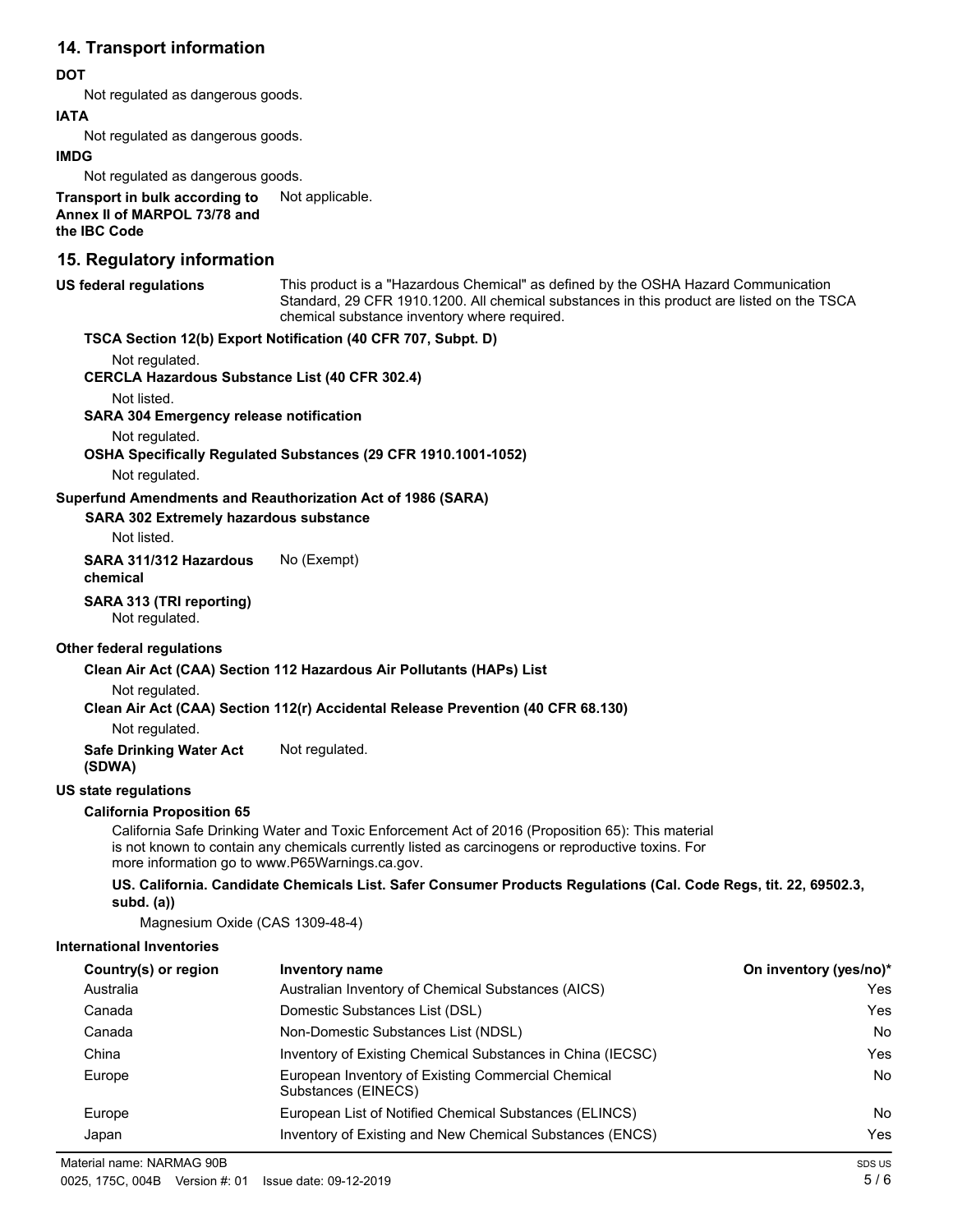## 14. Transport information

**DOT**

Not regulated as dangerous goods.

**IATA**

Not regulated as dangerous goods.

**IMDG**

Not regulated as dangerous goods.

**Transport in bulk according to Annex II of MARPOL 73/78 and the IBC Code** Not applicable.

## 15. Regulatory information

**US federal regulations** This product is a "Hazardous Chemical" as defined by the OSHA Hazard Communication Standard, 29 CFR 1910.1200. All chemical substances in this product are listed on the TSCA chemical substance inventory where required.

**TSCA Section 12(b) Export Notification (40 CFR 707, Subpt. D)**

Not regulated.

**CERCLA Hazardous Substance List (40 CFR 302.4)**

Not listed.

**SARA 304 Emergency release notification**

Not regulated.

**OSHA Specifically Regulated Substances (29 CFR 1910.1001-1052)**

Not regulated.

**Superfund Amendments and Reauthorization Act of 1986 (SARA)**

**SARA 302 Extremely hazardous substance**

Not listed.

**SARA 311/312 Hazardous chemical** No (Exempt)

**SARA 313 (TRI reporting)**

Not regulated.

**Other federal regulations**

**Clean Air Act (CAA) Section 112 Hazardous Air Pollutants (HAPs) List**

Not regulated.

**Clean Air Act (CAA) Section 112(r) Accidental Release Prevention (40 CFR 68.130)**

Not regulated.

**Safe Drinking Water Act (SDWA)** Not regulated.

**US state regulations**

**California Proposition 65**

California Safe Drinking Water and Toxic Enforcement Act of 2016 (Proposition 65): This material is not known to contain any chemicals currently listed as carcinogens or reproductive toxins. For more information go to www.P65Warnings.ca.gov.

**US. California. Candidate Chemicals List. Safer Consumer Products Regulations (Cal. Code Regs, tit. 22, 69502.3, subd. (a))**

Magnesium Oxide (CAS 1309-48-4)

**International Inventories**

| Country(s) or region | Inventory name | On inventory (yes/no)* |
|---|---|---|
| Australia | Australian Inventory of Chemical Substances (AICS) | Yes |
| Canada | Domestic Substances List (DSL) | Yes |
| Canada | Non-Domestic Substances List (NDSL) | No |
| China | Inventory of Existing Chemical Substances in China (IECSC) | Yes |
| Europe | European Inventory of Existing Commercial Chemical Substances (EINECS) | No |
| Europe | European List of Notified Chemical Substances (ELINCS) | No |
| Japan | Inventory of Existing and New Chemical Substances (ENCS) | Yes |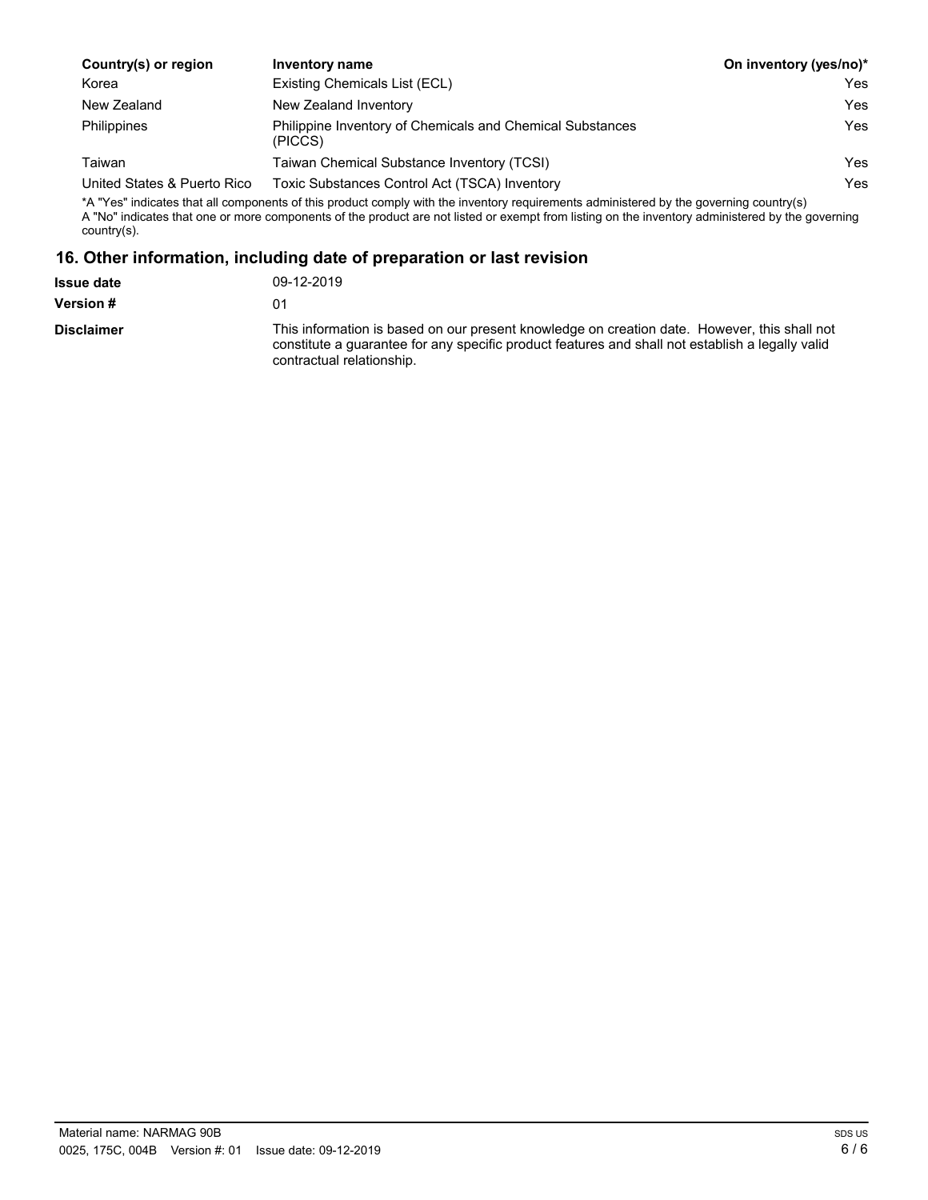| Country(s) or region | Inventory name | On inventory (yes/no)* |
| --- | --- | --- |
| Korea | Existing Chemicals List (ECL) | Yes |
| New Zealand | New Zealand Inventory | Yes |
| Philippines | Philippine Inventory of Chemicals and Chemical Substances (PICCS) | Yes |
| Taiwan | Taiwan Chemical Substance Inventory (TCSI) | Yes |
| United States & Puerto Rico | Toxic Substances Control Act (TSCA) Inventory | Yes |

*A "Yes" indicates that all components of this product comply with the inventory requirements administered by the governing country(s)
A "No" indicates that one or more components of the product are not listed or exempt from listing on the inventory administered by the governing country(s).

## 16. Other information, including date of preparation or last revision

**Issue date** 09-12-2019

**Version #** 01

**Disclaimer** This information is based on our present knowledge on creation date. However, this shall not constitute a guarantee for any specific product features and shall not establish a legally valid contractual relationship.